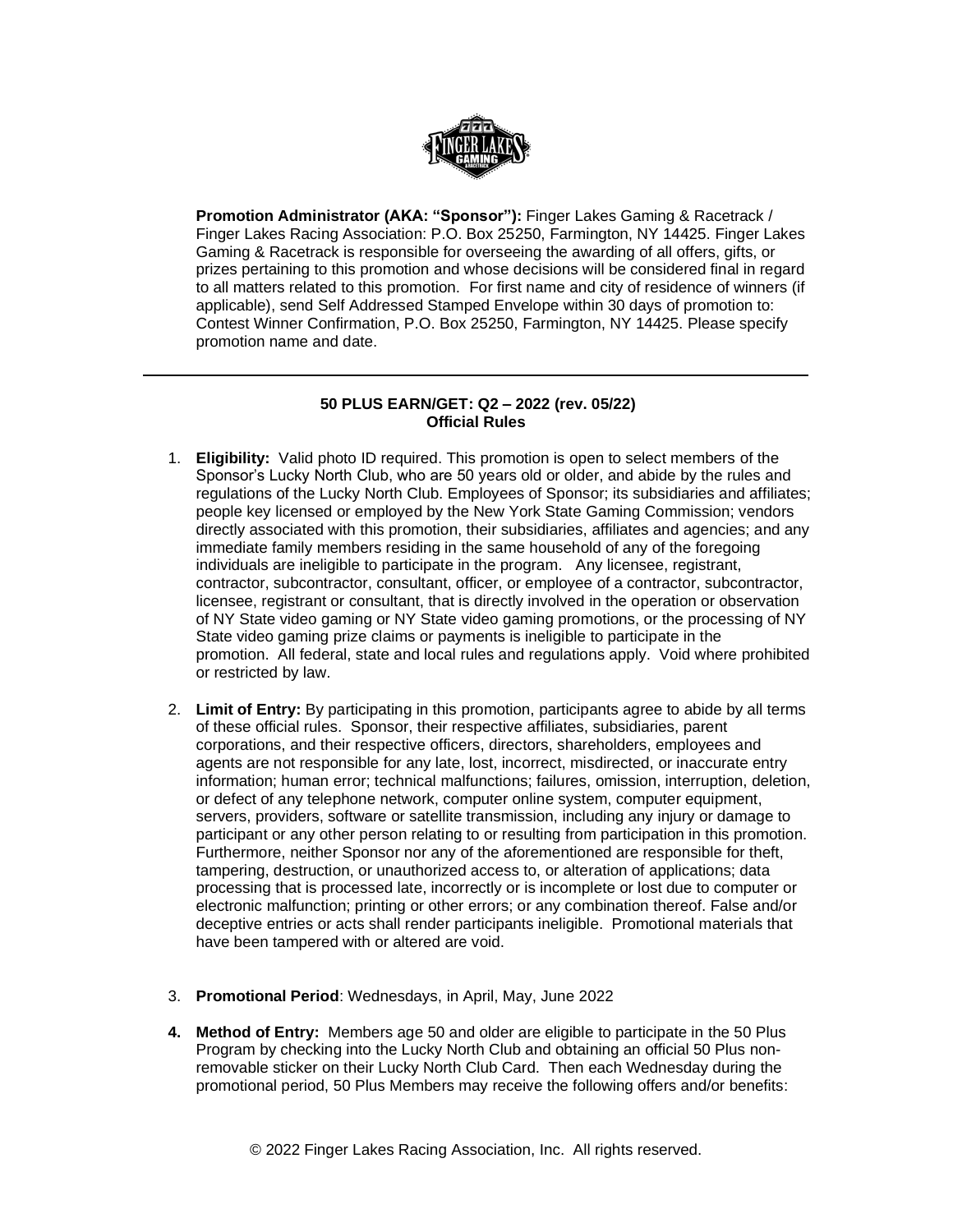**Promotion Administrator (AKA: "Sponsor"):** Finger Lakes Gaming & Racetrack / Finger Lakes Racing Association: P.O. Box 25250, Farmington, NY 14425. Finger Lakes Gaming & Racetrack is responsible for overseeing the awarding of all offers, gifts, or prizes pertaining to this promotion and whose decisions will be considered final in regard to all matters related to this promotion. For first name and city of residence of winners (if applicable), send Self Addressed Stamped Envelope within 30 days of promotion to: Contest Winner Confirmation, P.O. Box 25250, Farmington, NY 14425. Please specify promotion name and date.

---

## 50 PLUS EARN/GET: Q2 – 2022 (rev. 05/22)
## Official Rules

1. **Eligibility:** Valid photo ID required. This promotion is open to select members of the Sponsor's Lucky North Club, who are 50 years old or older, and abide by the rules and regulations of the Lucky North Club. Employees of Sponsor; its subsidiaries and affiliates; people key licensed or employed by the New York State Gaming Commission; vendors directly associated with this promotion, their subsidiaries, affiliates and agencies; and any immediate family members residing in the same household of any of the foregoing individuals are ineligible to participate in the program. Any licensee, registrant, contractor, subcontractor, consultant, officer, or employee of a contractor, subcontractor, licensee, registrant or consultant, that is directly involved in the operation or observation of NY State video gaming or NY State video gaming promotions, or the processing of NY State video gaming prize claims or payments is ineligible to participate in the promotion. All federal, state and local rules and regulations apply. Void where prohibited or restricted by law.

2. **Limit of Entry:** By participating in this promotion, participants agree to abide by all terms of these official rules. Sponsor, their respective affiliates, subsidiaries, parent corporations, and their respective officers, directors, shareholders, employees and agents are not responsible for any late, lost, incorrect, misdirected, or inaccurate entry information; human error; technical malfunctions; failures, omission, interruption, deletion, or defect of any telephone network, computer online system, computer equipment, servers, providers, software or satellite transmission, including any injury or damage to participant or any other person relating to or resulting from participation in this promotion. Furthermore, neither Sponsor nor any of the aforementioned are responsible for theft, tampering, destruction, or unauthorized access to, or alteration of applications; data processing that is processed late, incorrectly or is incomplete or lost due to computer or electronic malfunction; printing or other errors; or any combination thereof. False and/or deceptive entries or acts shall render participants ineligible. Promotional materials that have been tampered with or altered are void.

3. **Promotional Period**: Wednesdays, in April, May, June 2022

4. **Method of Entry:** Members age 50 and older are eligible to participate in the 50 Plus Program by checking into the Lucky North Club and obtaining an official 50 Plus non-removable sticker on their Lucky North Club Card. Then each Wednesday during the promotional period, 50 Plus Members may receive the following offers and/or benefits:

© 2022 Finger Lakes Racing Association, Inc. All rights reserved.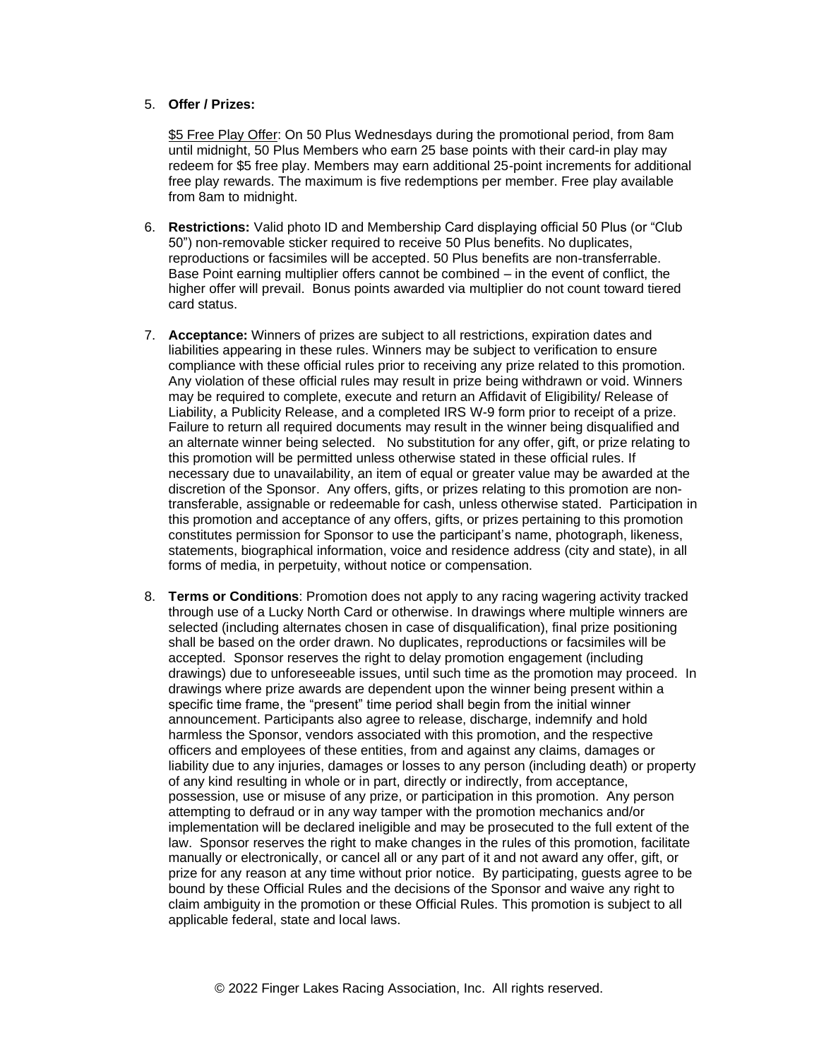5. **Offer / Prizes:**

   <u>$5 Free Play Offer</u>: On 50 Plus Wednesdays during the promotional period, from 8am until midnight, 50 Plus Members who earn 25 base points with their card-in play may redeem for $5 free play. Members may earn additional 25-point increments for additional free play rewards. The maximum is five redemptions per member. Free play available from 8am to midnight.

6. **Restrictions:** Valid photo ID and Membership Card displaying official 50 Plus (or "Club 50") non-removable sticker required to receive 50 Plus benefits. No duplicates, reproductions or facsimiles will be accepted. 50 Plus benefits are non-transferrable. Base Point earning multiplier offers cannot be combined – in the event of conflict, the higher offer will prevail. Bonus points awarded via multiplier do not count toward tiered card status.

7. **Acceptance:** Winners of prizes are subject to all restrictions, expiration dates and liabilities appearing in these rules. Winners may be subject to verification to ensure compliance with these official rules prior to receiving any prize related to this promotion. Any violation of these official rules may result in prize being withdrawn or void. Winners may be required to complete, execute and return an Affidavit of Eligibility/ Release of Liability, a Publicity Release, and a completed IRS W-9 form prior to receipt of a prize. Failure to return all required documents may result in the winner being disqualified and an alternate winner being selected. No substitution for any offer, gift, or prize relating to this promotion will be permitted unless otherwise stated in these official rules. If necessary due to unavailability, an item of equal or greater value may be awarded at the discretion of the Sponsor. Any offers, gifts, or prizes relating to this promotion are non-transferable, assignable or redeemable for cash, unless otherwise stated. Participation in this promotion and acceptance of any offers, gifts, or prizes pertaining to this promotion constitutes permission for Sponsor to use the participant's name, photograph, likeness, statements, biographical information, voice and residence address (city and state), in all forms of media, in perpetuity, without notice or compensation.

8. **Terms or Conditions**: Promotion does not apply to any racing wagering activity tracked through use of a Lucky North Card or otherwise. In drawings where multiple winners are selected (including alternates chosen in case of disqualification), final prize positioning shall be based on the order drawn. No duplicates, reproductions or facsimiles will be accepted. Sponsor reserves the right to delay promotion engagement (including drawings) due to unforeseeable issues, until such time as the promotion may proceed. In drawings where prize awards are dependent upon the winner being present within a specific time frame, the "present" time period shall begin from the initial winner announcement. Participants also agree to release, discharge, indemnify and hold harmless the Sponsor, vendors associated with this promotion, and the respective officers and employees of these entities, from and against any claims, damages or liability due to any injuries, damages or losses to any person (including death) or property of any kind resulting in whole or in part, directly or indirectly, from acceptance, possession, use or misuse of any prize, or participation in this promotion. Any person attempting to defraud or in any way tamper with the promotion mechanics and/or implementation will be declared ineligible and may be prosecuted to the full extent of the law. Sponsor reserves the right to make changes in the rules of this promotion, facilitate manually or electronically, or cancel all or any part of it and not award any offer, gift, or prize for any reason at any time without prior notice. By participating, guests agree to be bound by these Official Rules and the decisions of the Sponsor and waive any right to claim ambiguity in the promotion or these Official Rules. This promotion is subject to all applicable federal, state and local laws.

© 2022 Finger Lakes Racing Association, Inc. All rights reserved.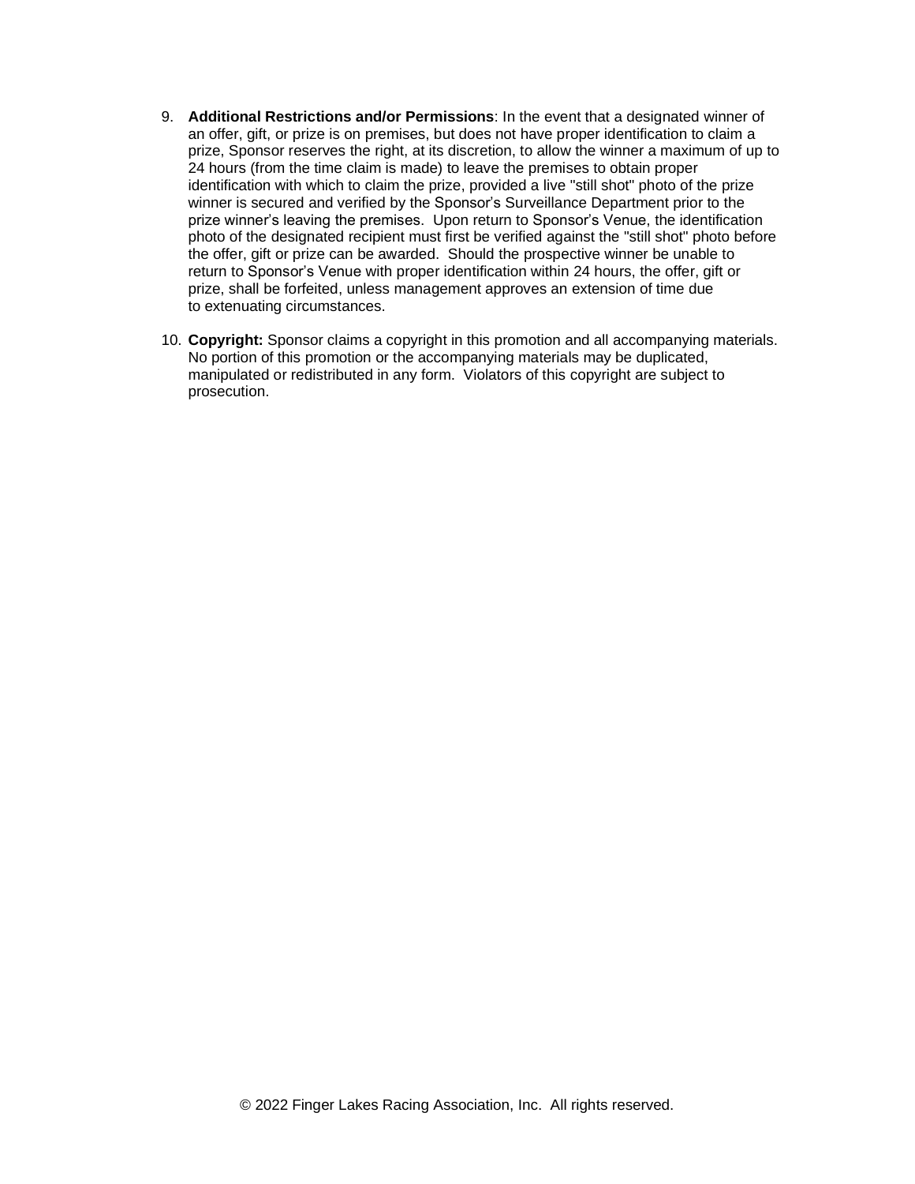9. **Additional Restrictions and/or Permissions**: In the event that a designated winner of an offer, gift, or prize is on premises, but does not have proper identification to claim a prize, Sponsor reserves the right, at its discretion, to allow the winner a maximum of up to 24 hours (from the time claim is made) to leave the premises to obtain proper identification with which to claim the prize, provided a live "still shot" photo of the prize winner is secured and verified by the Sponsor's Surveillance Department prior to the prize winner's leaving the premises. Upon return to Sponsor's Venue, the identification photo of the designated recipient must first be verified against the "still shot" photo before the offer, gift or prize can be awarded. Should the prospective winner be unable to return to Sponsor's Venue with proper identification within 24 hours, the offer, gift or prize, shall be forfeited, unless management approves an extension of time due to extenuating circumstances.

10. **Copyright:** Sponsor claims a copyright in this promotion and all accompanying materials. No portion of this promotion or the accompanying materials may be duplicated, manipulated or redistributed in any form. Violators of this copyright are subject to prosecution.

© 2022 Finger Lakes Racing Association, Inc. All rights reserved.